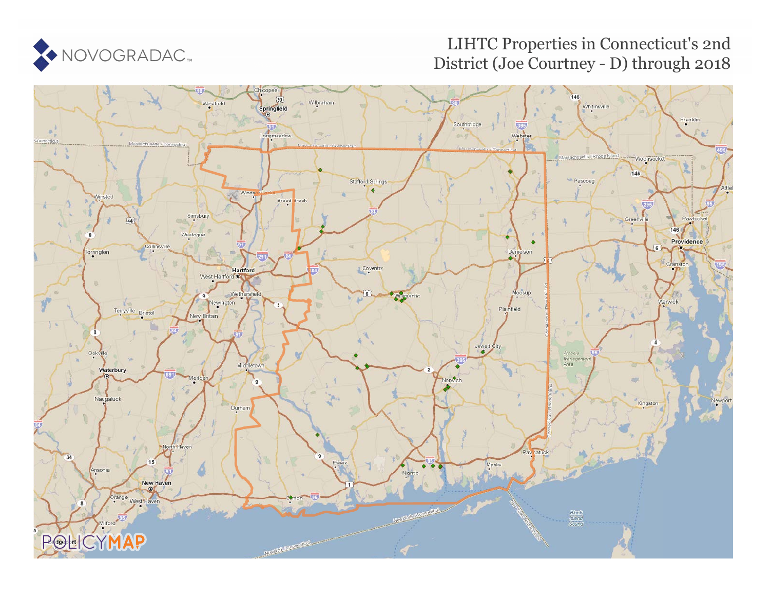NOVOGRADAC

# LIHTC Properties in Connecticut's 2nd District (Joe Courtney - D) through 2018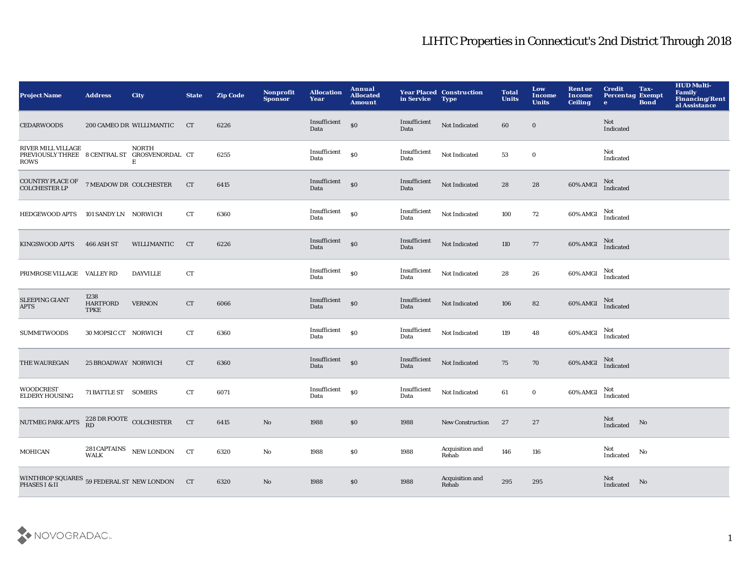# LIHTC Properties in Connecticut's 2nd District Through 2018

| Project Name | Address | City | State | Zip Code | Nonprofit Sponsor | Allocation Year | Annual Allocated Amount | Year Placed in Service | Construction Type | Total Units | Low Income Units | Rent or Income Ceiling | Credit Percentage | Tax-Exempt Bond | HUD Multi-Family Financing/Rental Assistance |
|---|---|---|---|---|---|---|---|---|---|---|---|---|---|---|---|
| CEDARWOODS | 200 CAMEO DR | WILLIMANTIC | CT | 6226 | | Insufficient Data | $0 | Insufficient Data | Not Indicated | 60 | 0 | | Not Indicated | | |
| RIVER MILL VILLAGE PREVIOUSLY THREE ROWS | 8 CENTRAL ST | NORTH GROSVENORDALE | CT | 6255 | | Insufficient Data | $0 | Insufficient Data | Not Indicated | 53 | 0 | | Not Indicated | | |
| COUNTRY PLACE OF COLCHESTER LP | 7 MEADOW DR | COLCHESTER | CT | 6415 | | Insufficient Data | $0 | Insufficient Data | Not Indicated | 28 | 28 | 60% AMGI | Not Indicated | | |
| HEDGEWOOD APTS | 101 SANDY LN | NORWICH | CT | 6360 | | Insufficient Data | $0 | Insufficient Data | Not Indicated | 100 | 72 | 60% AMGI | Not Indicated | | |
| KINGSWOOD APTS | 466 ASH ST | WILLIMANTIC | CT | 6226 | | Insufficient Data | $0 | Insufficient Data | Not Indicated | 110 | 77 | 60% AMGI | Not Indicated | | |
| PRIMROSE VILLAGE | VALLEY RD | DAYVILLE | CT | | | Insufficient Data | $0 | Insufficient Data | Not Indicated | 28 | 26 | 60% AMGI | Not Indicated | | |
| SLEEPING GIANT APTS | 1238 HARTFORD TPKE | VERNON | CT | 6066 | | Insufficient Data | $0 | Insufficient Data | Not Indicated | 106 | 82 | 60% AMGI | Not Indicated | | |
| SUMMITWOODS | 30 MOPSIC CT | NORWICH | CT | 6360 | | Insufficient Data | $0 | Insufficient Data | Not Indicated | 119 | 48 | 60% AMGI | Not Indicated | | |
| THE WAUREGAN | 25 BROADWAY | NORWICH | CT | 6360 | | Insufficient Data | $0 | Insufficient Data | Not Indicated | 75 | 70 | 60% AMGI | Not Indicated | | |
| WOODCREST ELDERY HOUSING | 71 BATTLE ST | SOMERS | CT | 6071 | | Insufficient Data | $0 | Insufficient Data | Not Indicated | 61 | 0 | 60% AMGI | Not Indicated | | |
| NUTMEG PARK APTS | 228 DR FOOTE RD | COLCHESTER | CT | 6415 | No | 1988 | $0 | 1988 | New Construction | 27 | 27 | | Not Indicated | No | |
| MOHICAN | 281 CAPTAINS WALK | NEW LONDON | CT | 6320 | No | 1988 | $0 | 1988 | Acquisition and Rehab | 146 | 116 | | Not Indicated | No | |
| WINTHROP SQUARES PHASES I & II | 59 FEDERAL ST | NEW LONDON | CT | 6320 | No | 1988 | $0 | 1988 | Acquisition and Rehab | 295 | 295 | | Not Indicated | No | |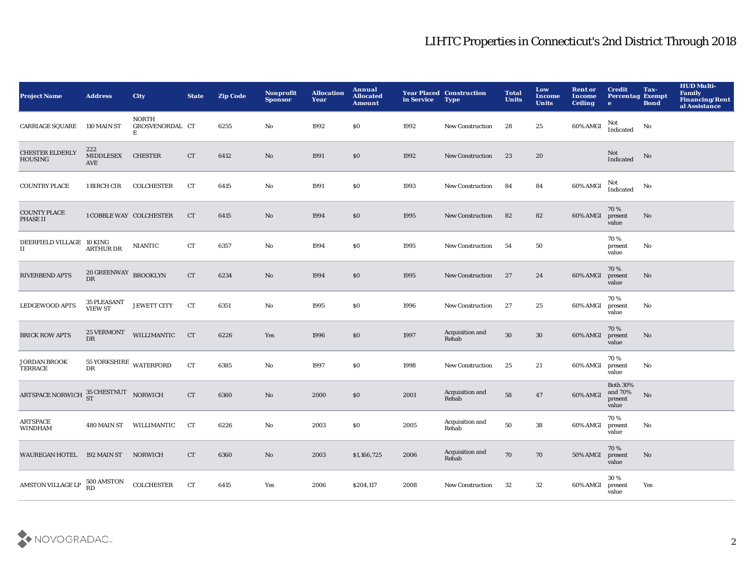# LIHTC Properties in Connecticut's 2nd District Through 2018

| Project Name | Address | City | State | Zip Code | Nonprofit Sponsor | Allocation Year | Annual Allocated Amount | Year Placed in Service | Construction Type | Total Units | Low Income Units | Rent or Income Ceiling | Credit Percentage | Tax-Exempt Bond | HUD Multi-Family Financing/Rental Assistance |
|---|---|---|---|---|---|---|---|---|---|---|---|---|---|---|---|
| CARRIAGE SQUARE | 110 MAIN ST | NORTH GROSVENORDALE | CT | 6255 | No | 1992 | $0 | 1992 | New Construction | 28 | 25 | 60% AMGI | Not Indicated | No | |
| CHESTER ELDERLY HOUSING | 222 MIDDLESEX AVE | CHESTER | CT | 6412 | No | 1991 | $0 | 1992 | New Construction | 23 | 20 | | Not Indicated | No | |
| COUNTRY PLACE | 1 BIRCH CIR | COLCHESTER | CT | 6415 | No | 1991 | $0 | 1993 | New Construction | 84 | 84 | 60% AMGI | Not Indicated | No | |
| COUNTY PLACE PHASE II | 1 COBBLE WAY | COLCHESTER | CT | 6415 | No | 1994 | $0 | 1995 | New Construction | 82 | 82 | 60% AMGI | 70 % present value | No | |
| DEERFIELD VILLAGE II | 10 KING ARTHUR DR | NIANTIC | CT | 6357 | No | 1994 | $0 | 1995 | New Construction | 54 | 50 | | 70 % present value | No | |
| RIVERBEND APTS | 20 GREENWAY DR | BROOKLYN | CT | 6234 | No | 1994 | $0 | 1995 | New Construction | 27 | 24 | 60% AMGI | 70 % present value | No | |
| LEDGEWOOD APTS | 35 PLEASANT VIEW ST | JEWETT CITY | CT | 6351 | No | 1995 | $0 | 1996 | New Construction | 27 | 25 | 60% AMGI | 70 % present value | No | |
| BRICK ROW APTS | 25 VERMONT DR | WILLIMANTIC | CT | 6226 | Yes | 1996 | $0 | 1997 | Acquisition and Rehab | 30 | 30 | 60% AMGI | 70 % present value | No | |
| JORDAN BROOK TERRACE | 55 YORKSHIRE DR | WATERFORD | CT | 6385 | No | 1997 | $0 | 1998 | New Construction | 25 | 21 | 60% AMGI | 70 % present value | No | |
| ARTSPACE NORWICH | 35 CHESTNUT ST | NORWICH | CT | 6360 | No | 2000 | $0 | 2001 | Acquisition and Rehab | 58 | 47 | 60% AMGI | Both 30% and 70% present value | No | |
| ARTSPACE WINDHAM | 480 MAIN ST | WILLIMANTIC | CT | 6226 | No | 2003 | $0 | 2005 | Acquisition and Rehab | 50 | 38 | 60% AMGI | 70 % present value | No | |
| WAUREGAN HOTEL | 192 MAIN ST | NORWICH | CT | 6360 | No | 2003 | $1,166,725 | 2006 | Acquisition and Rehab | 70 | 70 | 50% AMGI | 70 % present value | No | |
| AMSTON VILLAGE LP | 500 AMSTON RD | COLCHESTER | CT | 6415 | Yes | 2006 | $204,117 | 2008 | New Construction | 32 | 32 | 60% AMGI | 30 % present value | Yes | |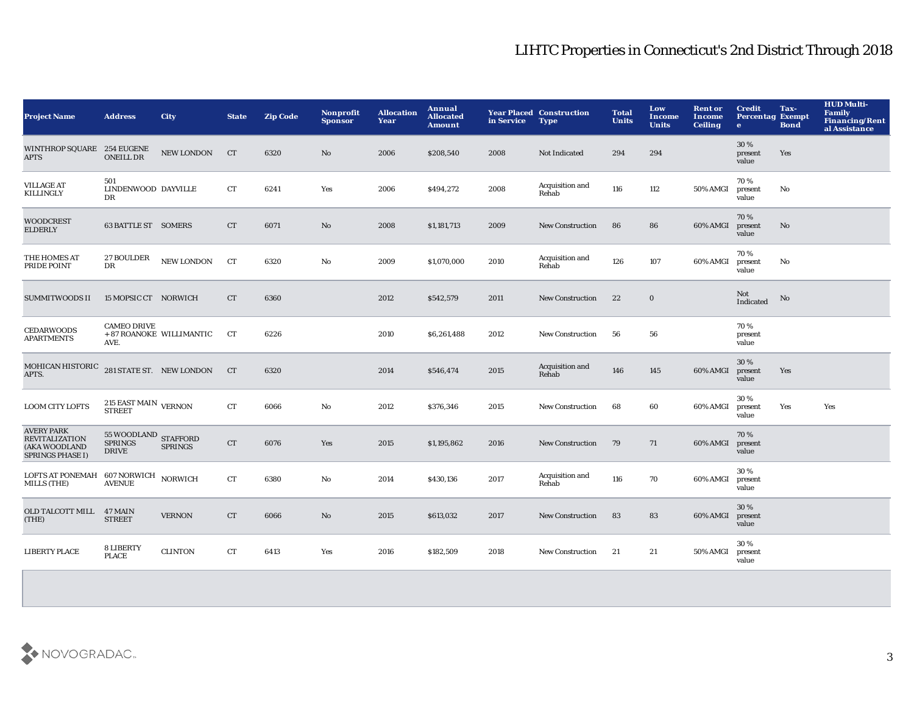# LIHTC Properties in Connecticut's 2nd District Through 2018

| Project Name | Address | City | State | Zip Code | Nonprofit Sponsor | Allocation Year | Annual Allocated Amount | Year Placed in Service | Construction Type | Total Units | Low Income Units | Rent or Income Ceiling | Credit Percentage | Tax-Exempt Bond | HUD Multi-Family Financing/Rental Assistance |
|---|---|---|---|---|---|---|---|---|---|---|---|---|---|---|---|
| WINTHROP SQUARE APTS | 254 EUGENE ONEILL DR | NEW LONDON | CT | 6320 | No | 2006 | $208,540 | 2008 | Not Indicated | 294 | 294 | | 30 % present value | Yes | |
| VILLAGE AT KILLINGLY | 501 LINDENWOOD DR | DAYVILLE | CT | 6241 | Yes | 2006 | $494,272 | 2008 | Acquisition and Rehab | 116 | 112 | 50% AMGI | 70 % present value | No | |
| WOODCREST ELDERLY | 63 BATTLE ST | SOMERS | CT | 6071 | No | 2008 | $1,181,713 | 2009 | New Construction | 86 | 86 | 60% AMGI | 70 % present value | No | |
| THE HOMES AT PRIDE POINT | 27 BOULDER DR | NEW LONDON | CT | 6320 | No | 2009 | $1,070,000 | 2010 | Acquisition and Rehab | 126 | 107 | 60% AMGI | 70 % present value | No | |
| SUMMITWOODS II | 15 MOPSIC CT | NORWICH | CT | 6360 | | 2012 | $542,579 | 2011 | New Construction | 22 | 0 | | Not Indicated | No | |
| CEDARWOODS APARTMENTS | CAMEO DRIVE +87 ROANOKE AVE. | WILLIMANTIC | CT | 6226 | | 2010 | $6,261,488 | 2012 | New Construction | 56 | 56 | | 70 % present value | | |
| MOHICAN HISTORIC APTS. | 281 STATE ST. | NEW LONDON | CT | 6320 | | 2014 | $546,474 | 2015 | Acquisition and Rehab | 146 | 145 | 60% AMGI | 30 % present value | Yes | |
| LOOM CITY LOFTS | 215 EAST MAIN STREET | VERNON | CT | 6066 | No | 2012 | $376,346 | 2015 | New Construction | 68 | 60 | 60% AMGI | 30 % present value | Yes | Yes |
| AVERY PARK REVITALIZATION (AKA WOODLAND SPRINGS PHASE I) | 55 WOODLAND SPRINGS DRIVE | STAFFORD SPRINGS | CT | 6076 | Yes | 2015 | $1,195,862 | 2016 | New Construction | 79 | 71 | 60% AMGI | 70 % present value | | |
| LOFTS AT PONEMAH MILLS (THE) | 607 NORWICH AVENUE | NORWICH | CT | 6380 | No | 2014 | $430,136 | 2017 | Acquisition and Rehab | 116 | 70 | 60% AMGI | 30 % present value | | |
| OLD TALCOTT MILL (THE) | 47 MAIN STREET | VERNON | CT | 6066 | No | 2015 | $613,032 | 2017 | New Construction | 83 | 83 | 60% AMGI | 30 % present value | | |
| LIBERTY PLACE | 8 LIBERTY PLACE | CLINTON | CT | 6413 | Yes | 2016 | $182,509 | 2018 | New Construction | 21 | 21 | 50% AMGI | 30 % present value | | |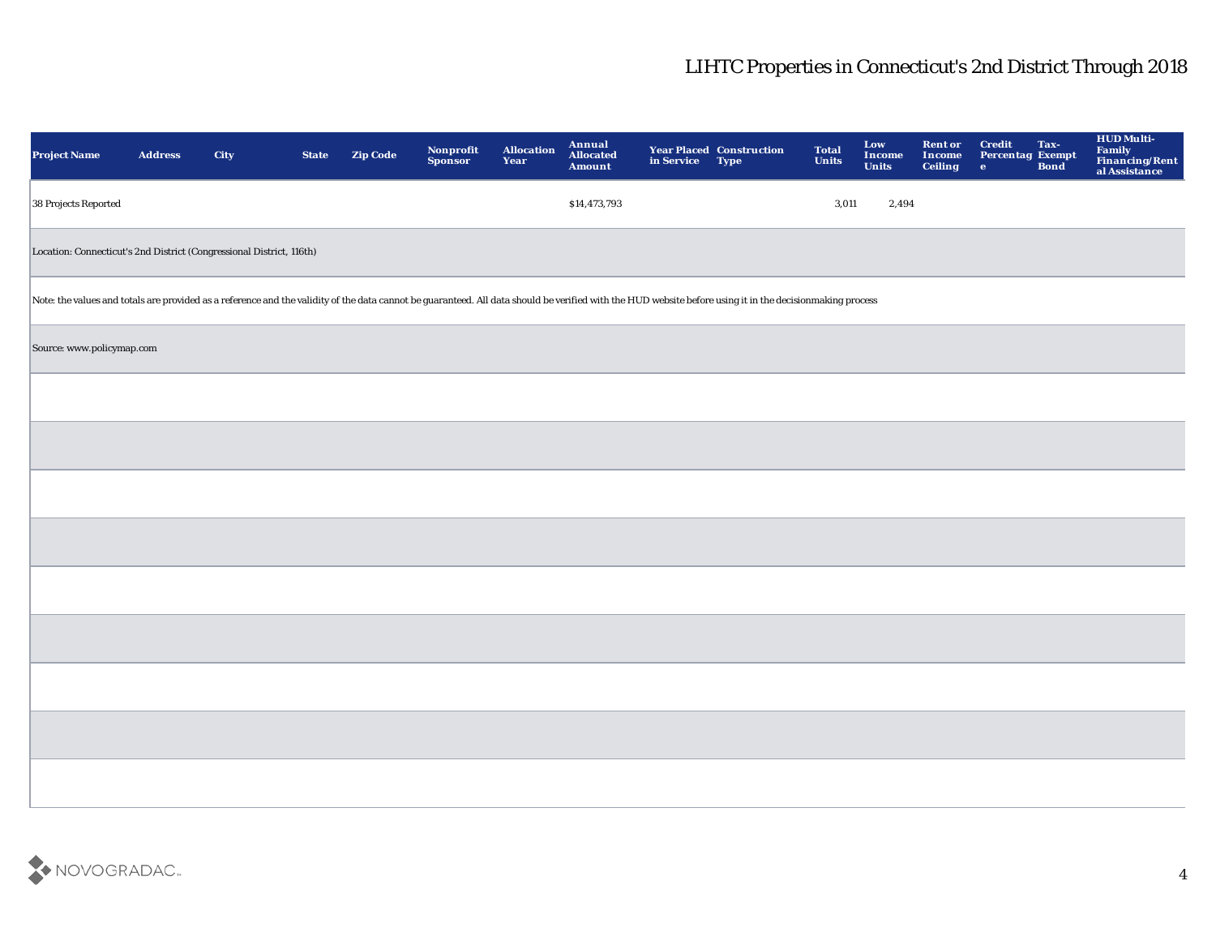# LIHTC Properties in Connecticut's 2nd District Through 2018

| Project Name | Address | City | State | Zip Code | Nonprofit Sponsor | Allocation Year | Annual Allocated Amount | Year Placed in Service | Construction Type | Total Units | Low Income Units | Rent or Income Ceiling | Credit Percentage | Tax-Exempt Bond | HUD Multi-Family Financing/Rental Assistance |
|---|---|---|---|---|---|---|---|---|---|---|---|---|---|---|---|
| 38 Projects Reported | | | | | | | $14,473,793 | | | 3,011 | 2,494 | | | | |
| Location: Connecticut's 2nd District (Congressional District, 116th) | | | | | | | | | | | | | | | |
| Note: the values and totals are provided as a reference and the validity of the data cannot be guaranteed. All data should be verified with the HUD website before using it in the decisionmaking process | | | | | | | | | | | | | | | |
| Source: www.policymap.com | | | | | | | | | | | | | | | |